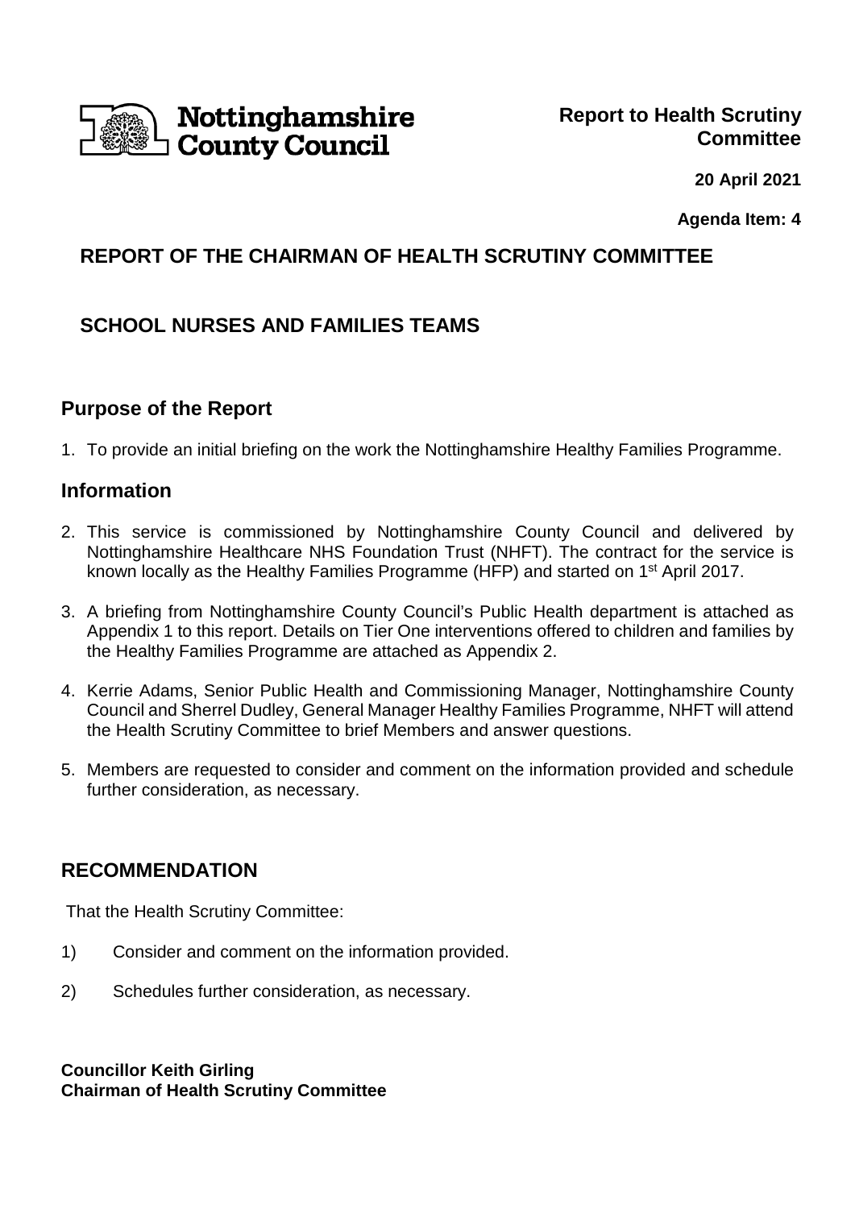Nottinghamshire County Council

**Report to Health Scrutiny Committee**

**20 April 2021**

**Agenda Item: 4**

## REPORT OF THE CHAIRMAN OF HEALTH SCRUTINY COMMITTEE

## SCHOOL NURSES AND FAMILIES TEAMS

## Purpose of the Report

1. To provide an initial briefing on the work the Nottinghamshire Healthy Families Programme.

## Information

2. This service is commissioned by Nottinghamshire County Council and delivered by Nottinghamshire Healthcare NHS Foundation Trust (NHFT). The contract for the service is known locally as the Healthy Families Programme (HFP) and started on 1st April 2017.

3. A briefing from Nottinghamshire County Council's Public Health department is attached as Appendix 1 to this report. Details on Tier One interventions offered to children and families by the Healthy Families Programme are attached as Appendix 2.

4. Kerrie Adams, Senior Public Health and Commissioning Manager, Nottinghamshire County Council and Sherrel Dudley, General Manager Healthy Families Programme, NHFT will attend the Health Scrutiny Committee to brief Members and answer questions.

5. Members are requested to consider and comment on the information provided and schedule further consideration, as necessary.

## RECOMMENDATION

That the Health Scrutiny Committee:

1) Consider and comment on the information provided.

2) Schedules further consideration, as necessary.

**Councillor Keith Girling**
**Chairman of Health Scrutiny Committee**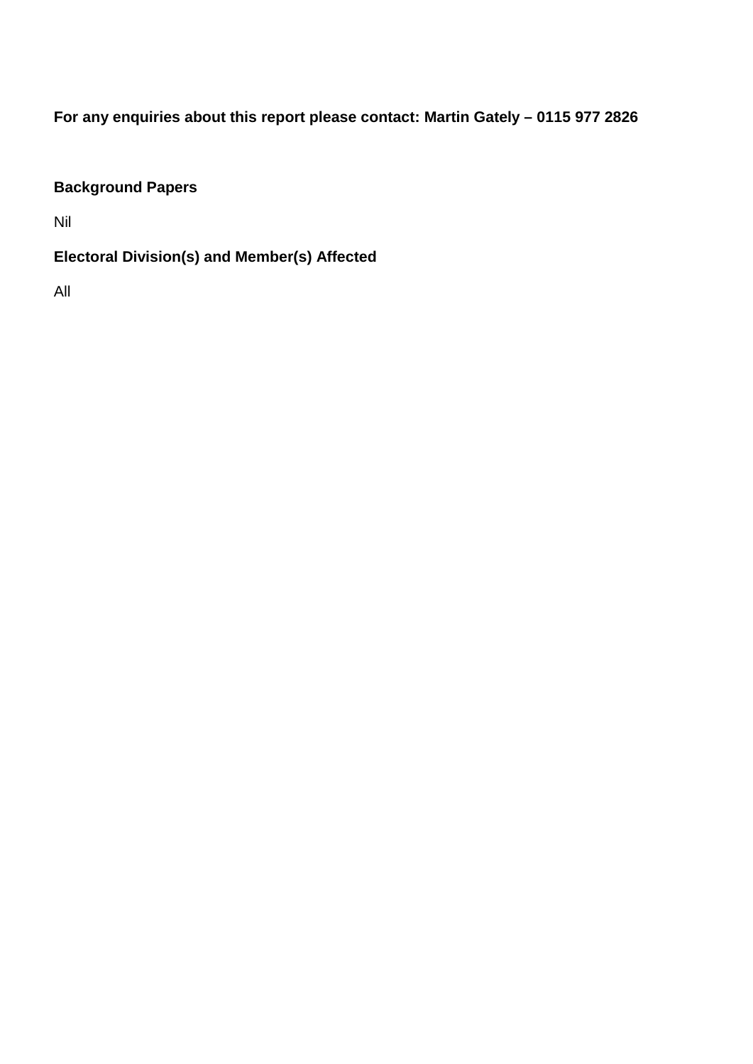**For any enquiries about this report please contact: Martin Gately – 0115 977 2826**

## Background Papers

Nil

## Electoral Division(s) and Member(s) Affected

All